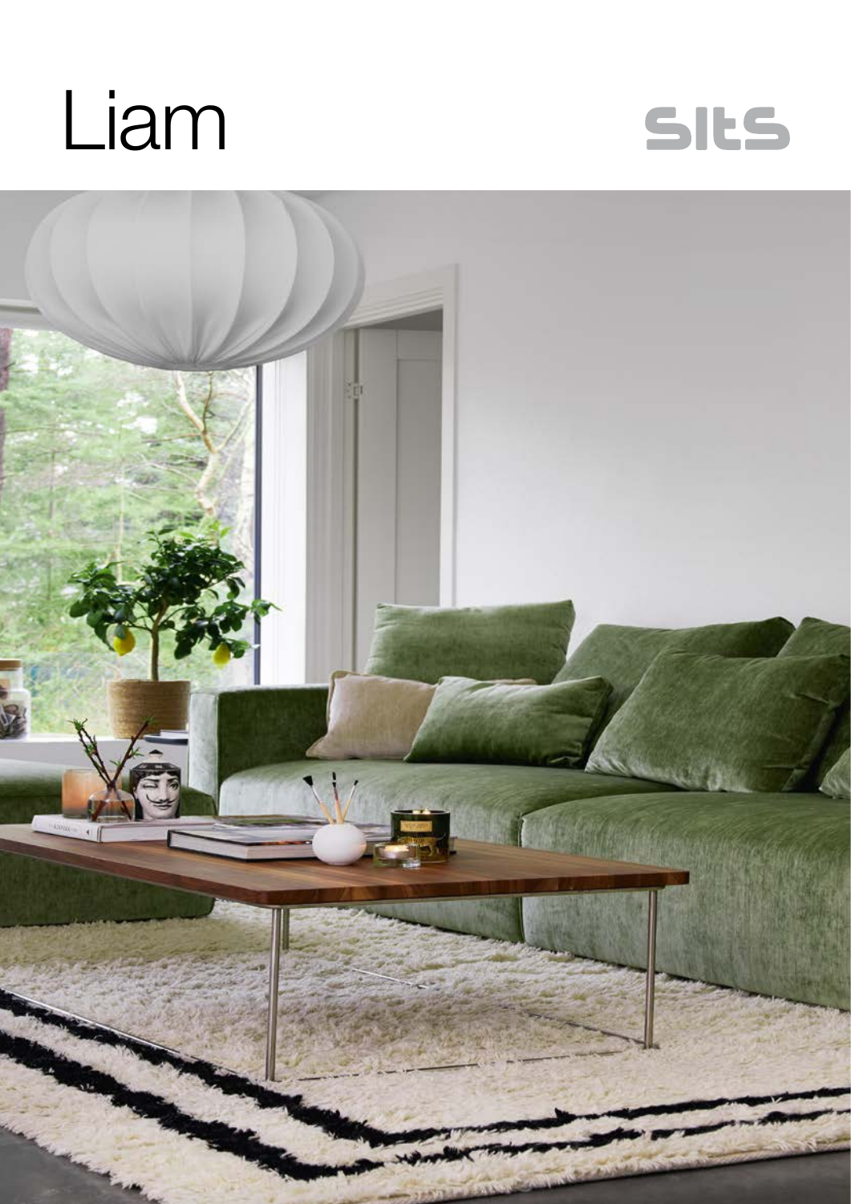# Liam

sits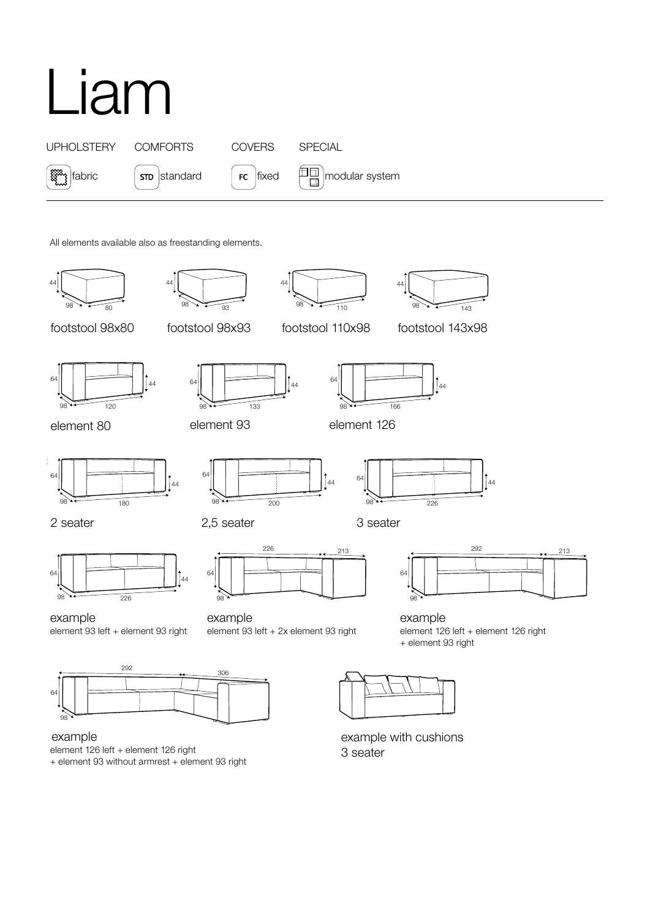# Liam

UPHOLSTERY — fabric

COMFORTS — STD standard

COVERS — FC fixed

SPECIAL — modular system

All elements available also as freestanding elements.

44 / 98 / 80

footstool 98x80

44 / 98 / 93

footstool 98x93

44 / 98 / 110

footstool 110x98

44 / 98 / 143

footstool 143x98

64 / 44 / 98 / 120

element 80

64 / 44 / 98 / 133

element 93

64 / 44 / 98 / 166

element 126

64 / 44 / 98 / 180

2 seater

64 / 44 / 98 / 200

2,5 seater

64 / 44 / 98 / 226

3 seater

64 / 44 / 98 / 226

example
element 93 left + element 93 right

226 / 213 / 64 / 98

example
element 93 left + 2x element 93 right

292 / 213 / 64 / 98

example
element 126 left + element 126 right
+ element 93 right

292 / 306 / 64 / 98

example
element 126 left + element 126 right
+ element 93 without armrest + element 93 right

example with cushions
3 seater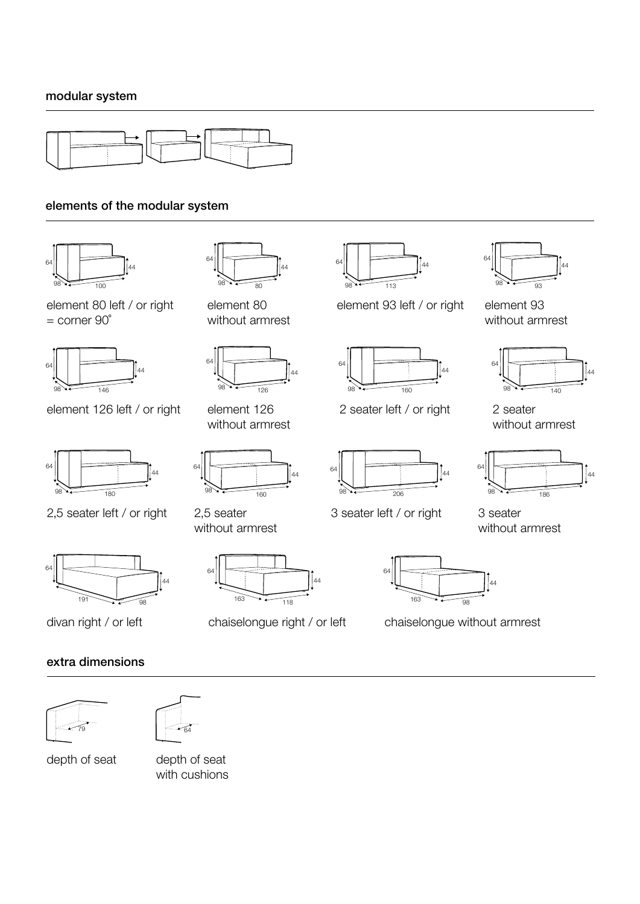## modular system

## elements of the modular system

element 80 left / or right = corner 90˚

element 80 without armrest

element 93 left / or right

element 93 without armrest

element 126 left / or right

element 126 without armrest

2 seater left / or right

2 seater without armrest

2,5 seater left / or right

2,5 seater without armrest

3 seater left / or right

3 seater without armrest

divan right / or left

chaiselongue right / or left

chaiselongue without armrest

## extra dimensions

depth of seat

depth of seat with cushions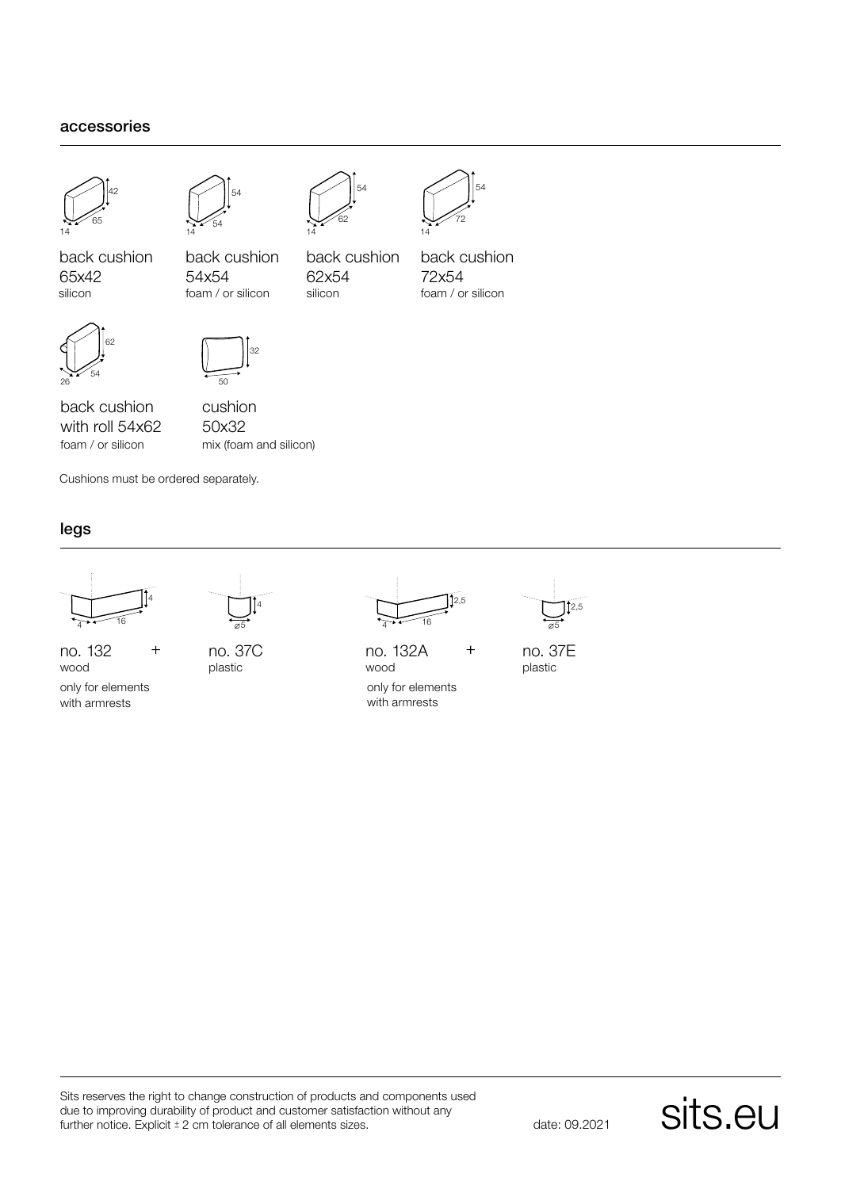## accessories

back cushion
65x42
silicon

back cushion
54x54
foam / or silicon

back cushion
62x54
silicon

back cushion
72x54
foam / or silicon

back cushion
with roll 54x62
foam / or silicon

cushion
50x32
mix (foam and silicon)

Cushions must be ordered separately.

## legs

no. 132 +
wood
only for elements
with armrests

no. 37C
plastic

no. 132A +
wood
only for elements
with armrests

no. 37E
plastic

Sits reserves the right to change construction of products and components used due to improving durability of product and customer satisfaction without any further notice. Explicit ± 2 cm tolerance of all elements sizes.

date: 09.2021

sits.eu